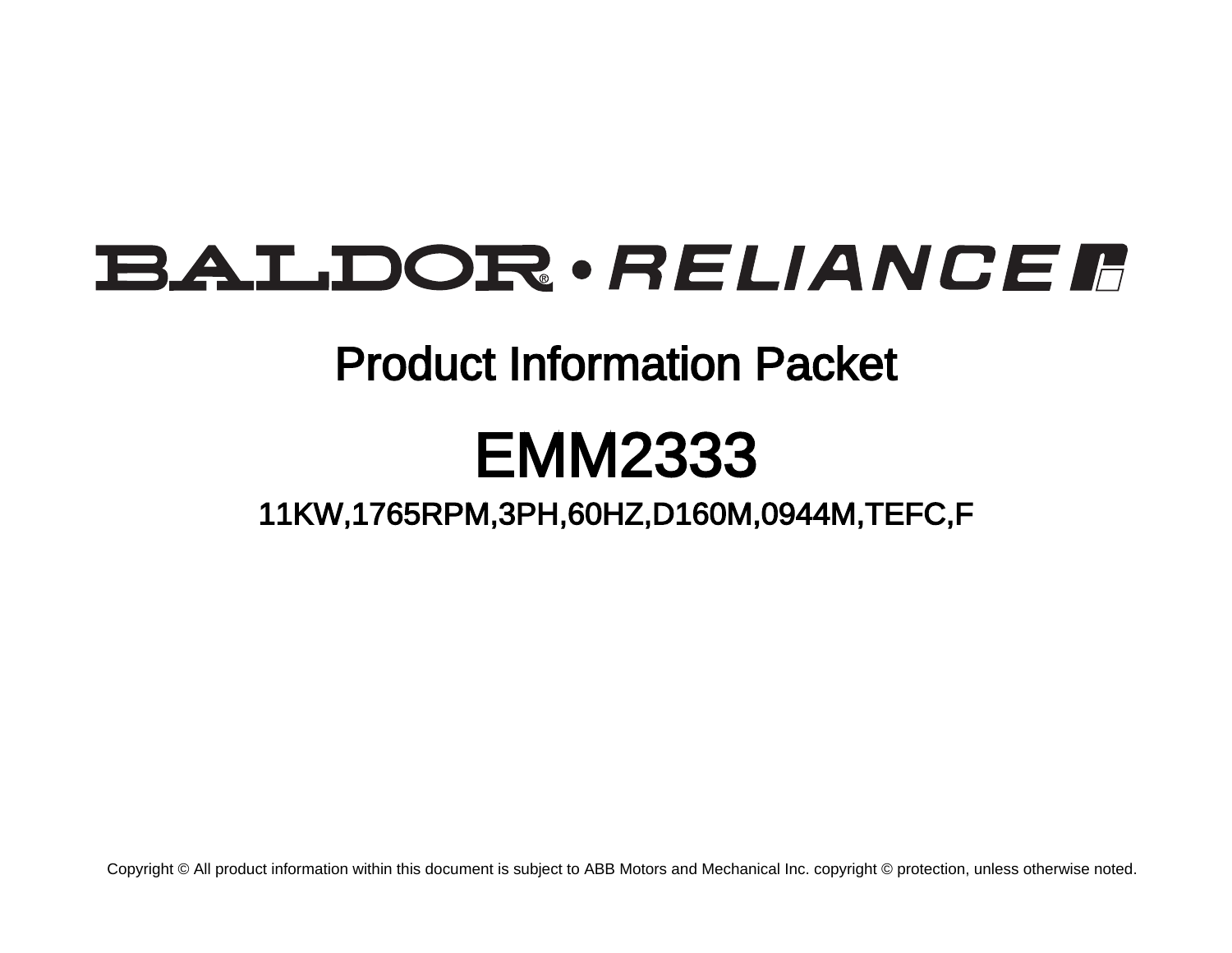BALDOR® • RELIANCE

# Product Information Packet

# EMM2333

## 11KW,1765RPM,3PH,60HZ,D160M,0944M,TEFC,F

Copyright © All product information within this document is subject to ABB Motors and Mechanical Inc. copyright © protection, unless otherwise noted.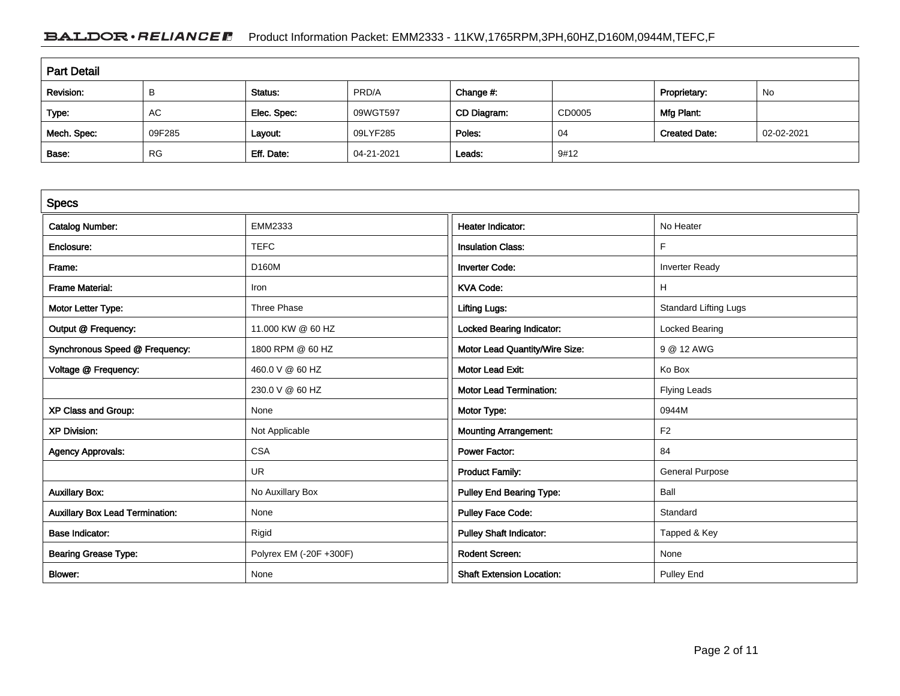## Part Detail

| Revision: | B | Status: | PRD/A | Change #: | | Proprietary: | No |
|---|---|---|---|---|---|---|---|
| Type: | AC | Elec. Spec: | 09WGT597 | CD Diagram: | CD0005 | Mfg Plant: | |
| Mech. Spec: | 09F285 | Layout: | 09LYF285 | Poles: | 04 | Created Date: | 02-02-2021 |
| Base: | RG | Eff. Date: | 04-21-2021 | Leads: | 9#12 | | |

## Specs

| Catalog Number: | EMM2333 | Heater Indicator: | No Heater |
|---|---|---|---|
| Enclosure: | TEFC | Insulation Class: | F |
| Frame: | D160M | Inverter Code: | Inverter Ready |
| Frame Material: | Iron | KVA Code: | H |
| Motor Letter Type: | Three Phase | Lifting Lugs: | Standard Lifting Lugs |
| Output @ Frequency: | 11.000 KW @ 60 HZ | Locked Bearing Indicator: | Locked Bearing |
| Synchronous Speed @ Frequency: | 1800 RPM @ 60 HZ | Motor Lead Quantity/Wire Size: | 9 @ 12 AWG |
| Voltage @ Frequency: | 460.0 V @ 60 HZ | Motor Lead Exit: | Ko Box |
| | 230.0 V @ 60 HZ | Motor Lead Termination: | Flying Leads |
| XP Class and Group: | None | Motor Type: | 0944M |
| XP Division: | Not Applicable | Mounting Arrangement: | F2 |
| Agency Approvals: | CSA | Power Factor: | 84 |
| | UR | Product Family: | General Purpose |
| Auxillary Box: | No Auxillary Box | Pulley End Bearing Type: | Ball |
| Auxillary Box Lead Termination: | None | Pulley Face Code: | Standard |
| Base Indicator: | Rigid | Pulley Shaft Indicator: | Tapped & Key |
| Bearing Grease Type: | Polyrex EM (-20F +300F) | Rodent Screen: | None |
| Blower: | None | Shaft Extension Location: | Pulley End |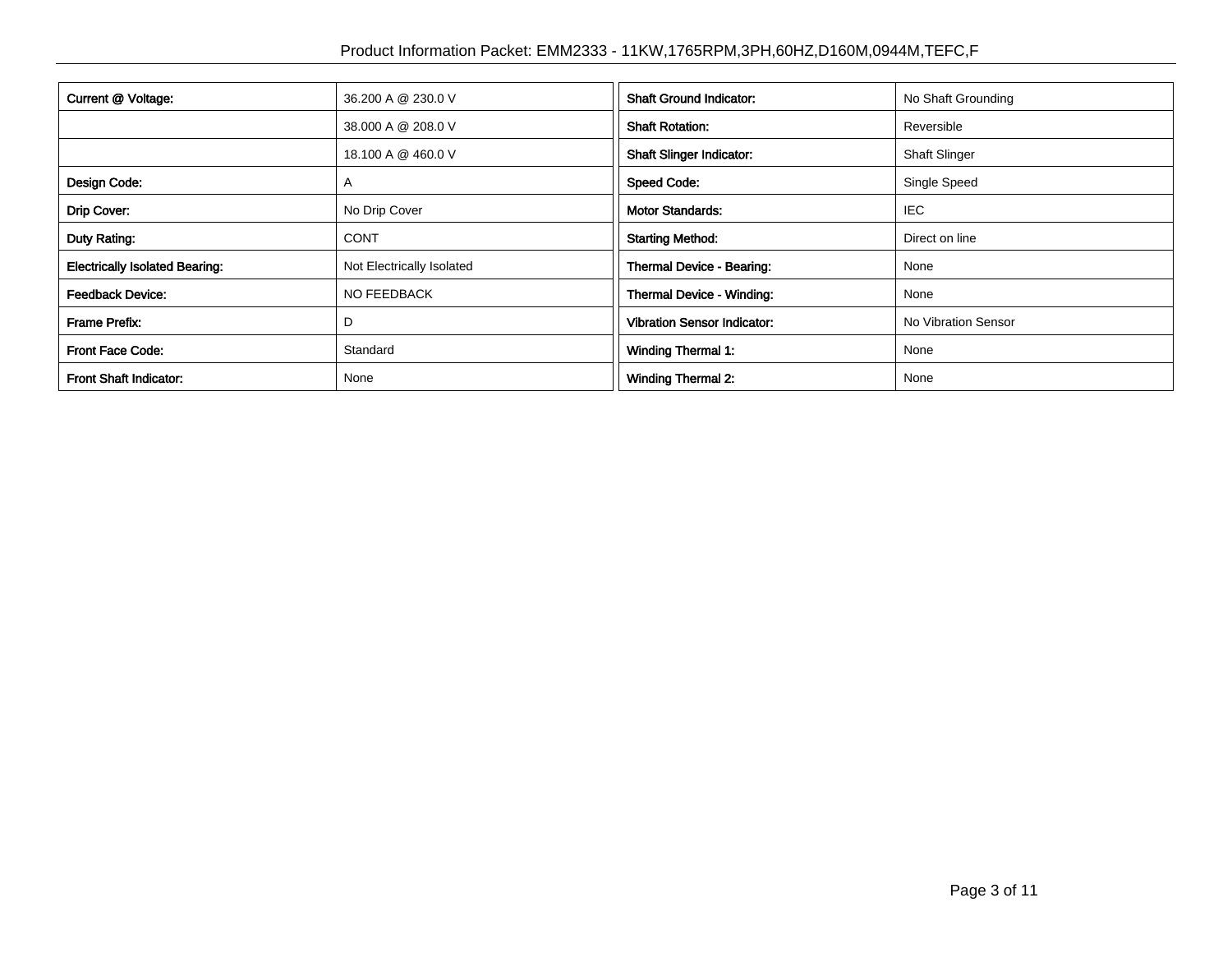| | | | |
|---|---|---|---|
| **Current @ Voltage:** | 36.200 A @ 230.0 V | **Shaft Ground Indicator:** | No Shaft Grounding |
| | 38.000 A @ 208.0 V | **Shaft Rotation:** | Reversible |
| | 18.100 A @ 460.0 V | **Shaft Slinger Indicator:** | Shaft Slinger |
| **Design Code:** | A | **Speed Code:** | Single Speed |
| **Drip Cover:** | No Drip Cover | **Motor Standards:** | IEC |
| **Duty Rating:** | CONT | **Starting Method:** | Direct on line |
| **Electrically Isolated Bearing:** | Not Electrically Isolated | **Thermal Device - Bearing:** | None |
| **Feedback Device:** | NO FEEDBACK | **Thermal Device - Winding:** | None |
| **Frame Prefix:** | D | **Vibration Sensor Indicator:** | No Vibration Sensor |
| **Front Face Code:** | Standard | **Winding Thermal 1:** | None |
| **Front Shaft Indicator:** | None | **Winding Thermal 2:** | None |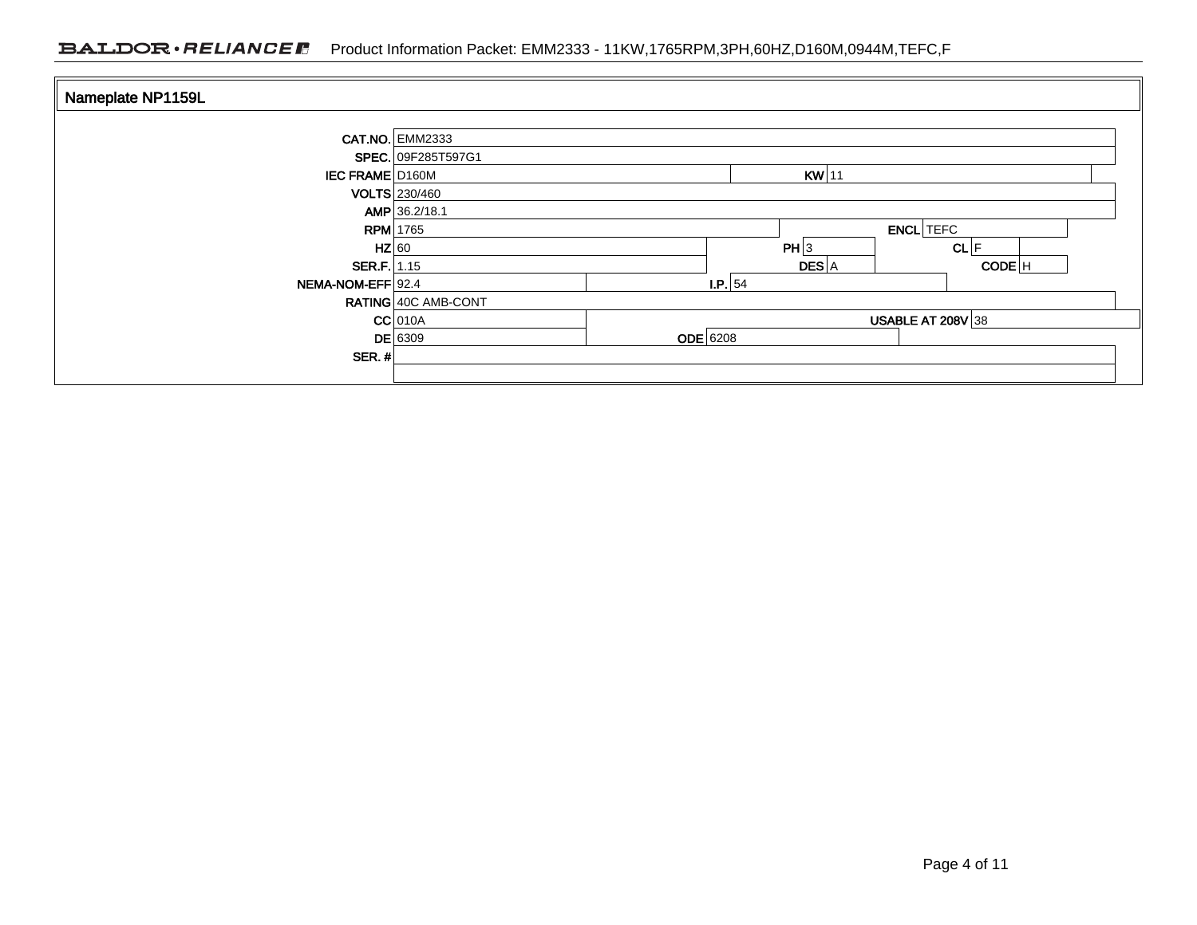## Nameplate NP1159L

| Field | Value | Field | Value | Field | Value |
|---|---|---|---|---|---|
| CAT.NO. | EMM2333 | | | | |
| SPEC. | 09F285T597G1 | | | | |
| IEC FRAME | D160M | KW | 11 | | |
| VOLTS | 230/460 | | | | |
| AMP | 36.2/18.1 | | | | |
| RPM | 1765 | ENCL | TEFC | | |
| HZ | 60 | PH | 3 | CL | F |
| SER.F. | 1.15 | DES | A | CODE | H |
| NEMA-NOM-EFF | 92.4 | I.P. | 54 | | |
| RATING | 40C AMB-CONT | | | | |
| CC | 010A | USABLE AT 208V | 38 | | |
| DE | 6309 | ODE | 6208 | | |
| SER. # | | | | | |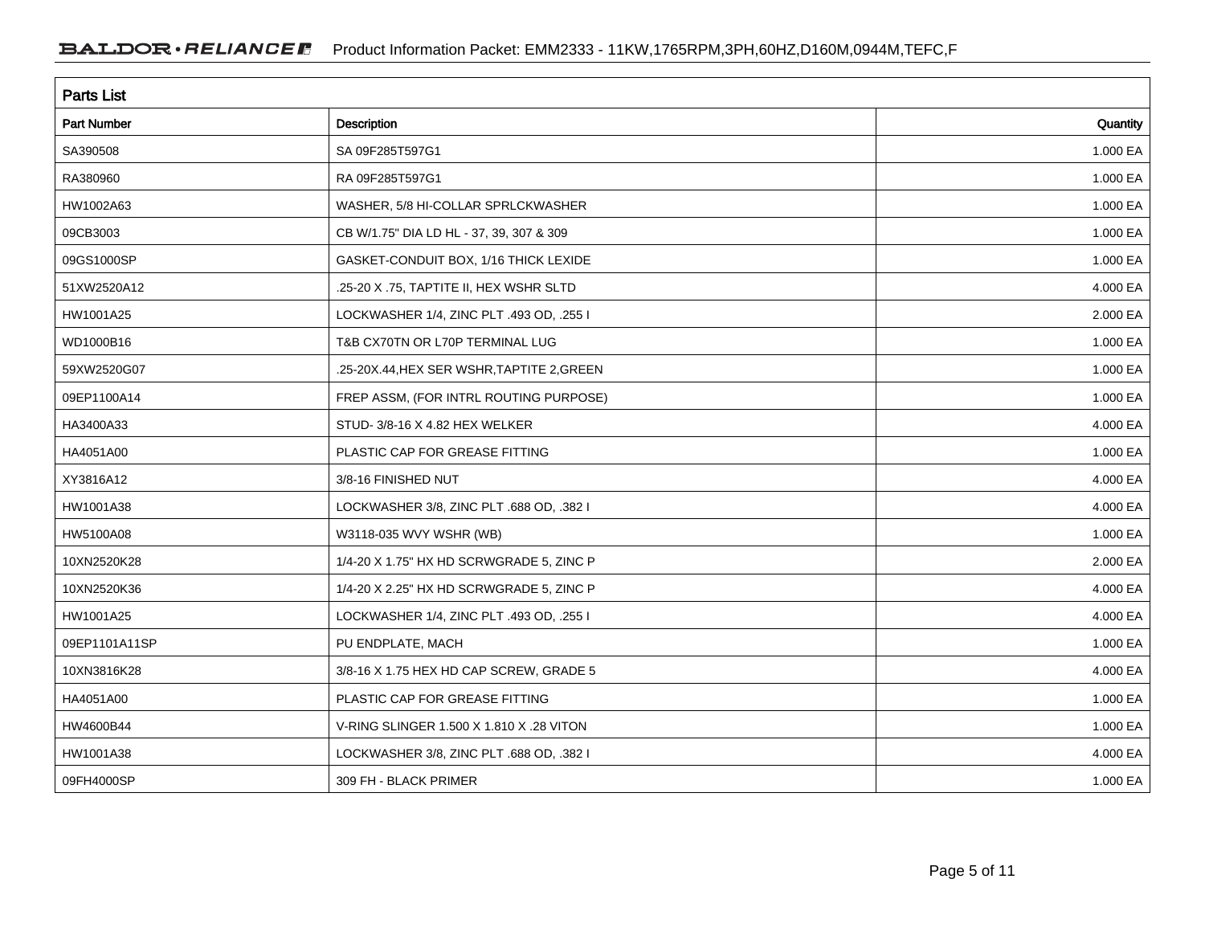## Parts List

| Part Number | Description | Quantity |
|---|---|---|
| SA390508 | SA 09F285T597G1 | 1.000 EA |
| RA380960 | RA 09F285T597G1 | 1.000 EA |
| HW1002A63 | WASHER, 5/8 HI-COLLAR SPRLCKWASHER | 1.000 EA |
| 09CB3003 | CB W/1.75" DIA LD HL - 37, 39, 307 & 309 | 1.000 EA |
| 09GS1000SP | GASKET-CONDUIT BOX, 1/16 THICK LEXIDE | 1.000 EA |
| 51XW2520A12 | .25-20 X .75, TAPTITE II, HEX WSHR SLTD | 4.000 EA |
| HW1001A25 | LOCKWASHER 1/4, ZINC PLT .493 OD, .255 I | 2.000 EA |
| WD1000B16 | T&B CX70TN OR L70P TERMINAL LUG | 1.000 EA |
| 59XW2520G07 | .25-20X.44,HEX SER WSHR,TAPTITE 2,GREEN | 1.000 EA |
| 09EP1100A14 | FREP ASSM, (FOR INTRL ROUTING PURPOSE) | 1.000 EA |
| HA3400A33 | STUD- 3/8-16 X 4.82 HEX WELKER | 4.000 EA |
| HA4051A00 | PLASTIC CAP FOR GREASE FITTING | 1.000 EA |
| XY3816A12 | 3/8-16 FINISHED NUT | 4.000 EA |
| HW1001A38 | LOCKWASHER 3/8, ZINC PLT .688 OD, .382 I | 4.000 EA |
| HW5100A08 | W3118-035 WVY WSHR (WB) | 1.000 EA |
| 10XN2520K28 | 1/4-20 X 1.75" HX HD SCRWGRADE 5, ZINC P | 2.000 EA |
| 10XN2520K36 | 1/4-20 X 2.25" HX HD SCRWGRADE 5, ZINC P | 4.000 EA |
| HW1001A25 | LOCKWASHER 1/4, ZINC PLT .493 OD, .255 I | 4.000 EA |
| 09EP1101A11SP | PU ENDPLATE, MACH | 1.000 EA |
| 10XN3816K28 | 3/8-16 X 1.75 HEX HD CAP SCREW, GRADE 5 | 4.000 EA |
| HA4051A00 | PLASTIC CAP FOR GREASE FITTING | 1.000 EA |
| HW4600B44 | V-RING SLINGER 1.500 X 1.810 X .28 VITON | 1.000 EA |
| HW1001A38 | LOCKWASHER 3/8, ZINC PLT .688 OD, .382 I | 4.000 EA |
| 09FH4000SP | 309 FH - BLACK PRIMER | 1.000 EA |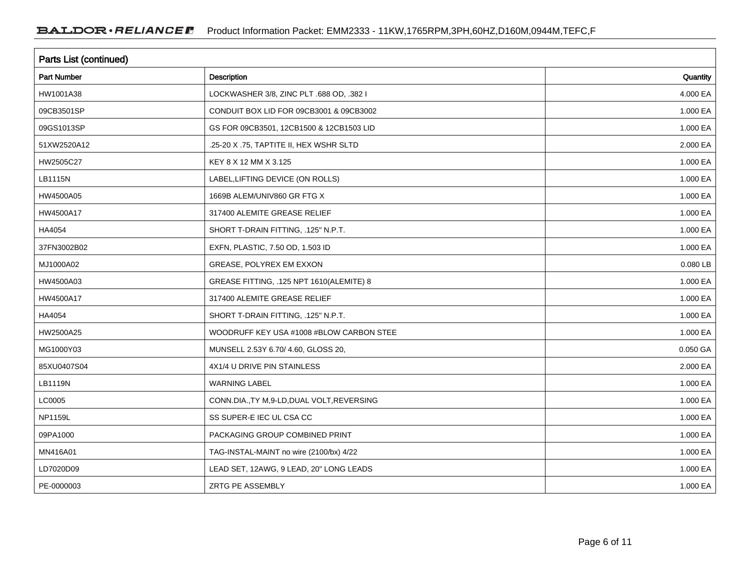## Parts List (continued)

| Part Number | Description | Quantity |
|---|---|---|
| HW1001A38 | LOCKWASHER 3/8, ZINC PLT .688 OD, .382 I | 4.000 EA |
| 09CB3501SP | CONDUIT BOX LID FOR 09CB3001 & 09CB3002 | 1.000 EA |
| 09GS1013SP | GS FOR 09CB3501, 12CB1500 & 12CB1503 LID | 1.000 EA |
| 51XW2520A12 | .25-20 X .75, TAPTITE II, HEX WSHR SLTD | 2.000 EA |
| HW2505C27 | KEY 8 X 12 MM X 3.125 | 1.000 EA |
| LB1115N | LABEL,LIFTING DEVICE (ON ROLLS) | 1.000 EA |
| HW4500A05 | 1669B ALEM/UNIV860 GR FTG X | 1.000 EA |
| HW4500A17 | 317400 ALEMITE GREASE RELIEF | 1.000 EA |
| HA4054 | SHORT T-DRAIN FITTING, .125" N.P.T. | 1.000 EA |
| 37FN3002B02 | EXFN, PLASTIC, 7.50 OD, 1.503 ID | 1.000 EA |
| MJ1000A02 | GREASE, POLYREX EM EXXON | 0.080 LB |
| HW4500A03 | GREASE FITTING, .125 NPT 1610(ALEMITE) 8 | 1.000 EA |
| HW4500A17 | 317400 ALEMITE GREASE RELIEF | 1.000 EA |
| HA4054 | SHORT T-DRAIN FITTING, .125" N.P.T. | 1.000 EA |
| HW2500A25 | WOODRUFF KEY USA #1008 #BLOW CARBON STEE | 1.000 EA |
| MG1000Y03 | MUNSELL 2.53Y 6.70/ 4.60, GLOSS 20, | 0.050 GA |
| 85XU0407S04 | 4X1/4 U DRIVE PIN STAINLESS | 2.000 EA |
| LB1119N | WARNING LABEL | 1.000 EA |
| LC0005 | CONN.DIA.,TY M,9-LD,DUAL VOLT,REVERSING | 1.000 EA |
| NP1159L | SS SUPER-E IEC UL CSA CC | 1.000 EA |
| 09PA1000 | PACKAGING GROUP COMBINED PRINT | 1.000 EA |
| MN416A01 | TAG-INSTAL-MAINT no wire (2100/bx) 4/22 | 1.000 EA |
| LD7020D09 | LEAD SET, 12AWG, 9 LEAD, 20" LONG LEADS | 1.000 EA |
| PE-0000003 | ZRTG PE ASSEMBLY | 1.000 EA |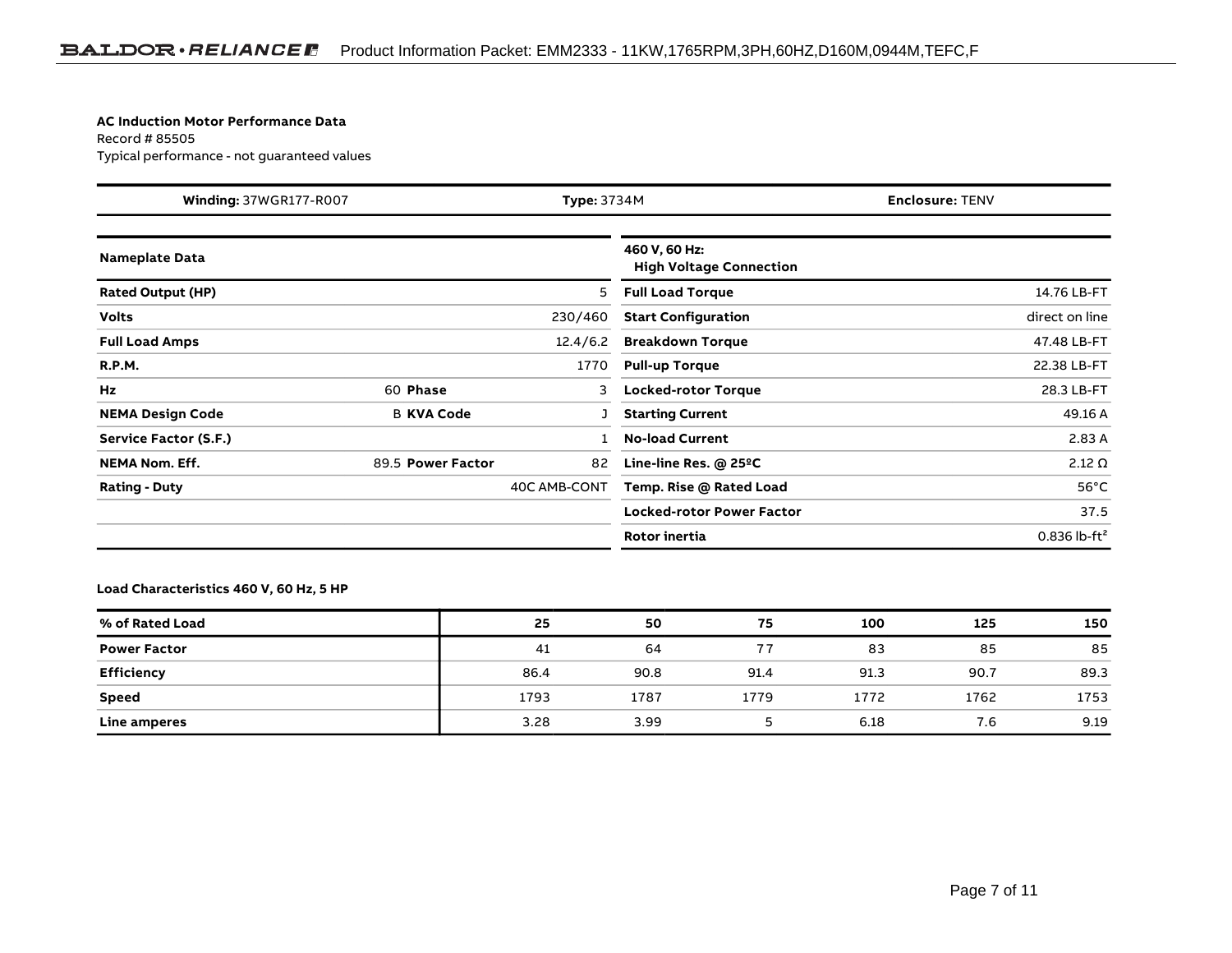**AC Induction Motor Performance Data**
Record # 85505
Typical performance - not guaranteed values

| **Winding:** 37WGR177-R007 | **Type:** 3734M | **Enclosure:** TENV |
|---|---|---|

| **Nameplate Data** | | | |
|---|---|---|---|
| **Rated Output (HP)** | | | 5 |
| **Volts** | | | 230/460 |
| **Full Load Amps** | | | 12.4/6.2 |
| **R.P.M.** | | | 1770 |
| **Hz** | 60 | **Phase** | 3 |
| **NEMA Design Code** | B | **KVA Code** | J |
| **Service Factor (S.F.)** | | | 1 |
| **NEMA Nom. Eff.** | 89.5 | **Power Factor** | 82 |
| **Rating - Duty** | | | 40C AMB-CONT |

| **460 V, 60 Hz: High Voltage Connection** | |
|---|---|
| **Full Load Torque** | 14.76 LB-FT |
| **Start Configuration** | direct on line |
| **Breakdown Torque** | 47.48 LB-FT |
| **Pull-up Torque** | 22.38 LB-FT |
| **Locked-rotor Torque** | 28.3 LB-FT |
| **Starting Current** | 49.16 A |
| **No-load Current** | 2.83 A |
| **Line-line Res. @ 25ºC** | 2.12 Ω |
| **Temp. Rise @ Rated Load** | 56°C |
| **Locked-rotor Power Factor** | 37.5 |
| **Rotor inertia** | 0.836 lb-ft² |

**Load Characteristics 460 V, 60 Hz, 5 HP**

| % of Rated Load | 25 | 50 | 75 | 100 | 125 | 150 |
|---|---|---|---|---|---|---|
| **Power Factor** | 41 | 64 | 77 | 83 | 85 | 85 |
| **Efficiency** | 86.4 | 90.8 | 91.4 | 91.3 | 90.7 | 89.3 |
| **Speed** | 1793 | 1787 | 1779 | 1772 | 1762 | 1753 |
| **Line amperes** | 3.28 | 3.99 | 5 | 6.18 | 7.6 | 9.19 |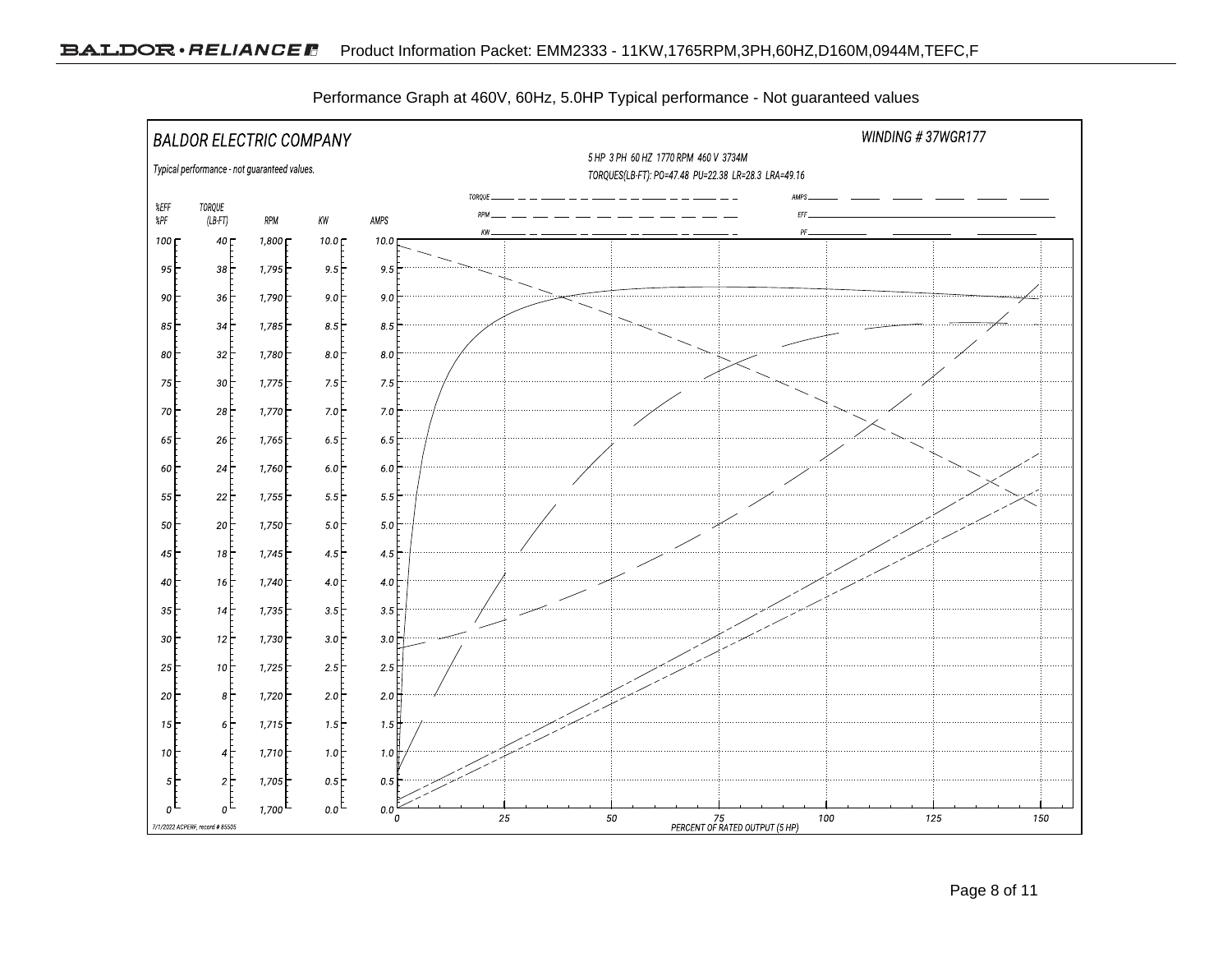Performance Graph at 460V, 60Hz, 5.0HP Typical performance - Not guaranteed values

BALDOR ELECTRIC COMPANY

Typical performance - not guaranteed values.

WINDING # 37WGR177

5 HP 3 PH 60 HZ 1770 RPM 460 V 3734M

TORQUES(LB-FT): PO=47.48 PU=22.38 LR=28.3 LRA=49.16

| %EFF %PF | TORQUE (LB-FT) | RPM | KW | AMPS |
|---|---|---|---|---|
| 100 | 40 | 1,800 | 10.0 | 10.0 |
| 95 | 38 | 1,795 | 9.5 | 9.5 |
| 90 | 36 | 1,790 | 9.0 | 9.0 |
| 85 | 34 | 1,785 | 8.5 | 8.5 |
| 80 | 32 | 1,780 | 8.0 | 8.0 |
| 75 | 30 | 1,775 | 7.5 | 7.5 |
| 70 | 28 | 1,770 | 7.0 | 7.0 |
| 65 | 26 | 1,765 | 6.5 | 6.5 |
| 60 | 24 | 1,760 | 6.0 | 6.0 |
| 55 | 22 | 1,755 | 5.5 | 5.5 |
| 50 | 20 | 1,750 | 5.0 | 5.0 |
| 45 | 18 | 1,745 | 4.5 | 4.5 |
| 40 | 16 | 1,740 | 4.0 | 4.0 |
| 35 | 14 | 1,735 | 3.5 | 3.5 |
| 30 | 12 | 1,730 | 3.0 | 3.0 |
| 25 | 10 | 1,725 | 2.5 | 2.5 |
| 20 | 8 | 1,720 | 2.0 | 2.0 |
| 15 | 6 | 1,715 | 1.5 | 1.5 |
| 10 | 4 | 1,710 | 1.0 | 1.0 |
| 5 | 2 | 1,705 | 0.5 | 0.5 |
| 0 | 0 | 1,700 | 0.0 | 0.0 |

Legend: TORQUE, RPM, KW, AMPS, EFF, PF

PERCENT OF RATED OUTPUT (5 HP): 0, 25, 50, 75, 100, 125, 150

7/1/2022 ACPERF, record # 85505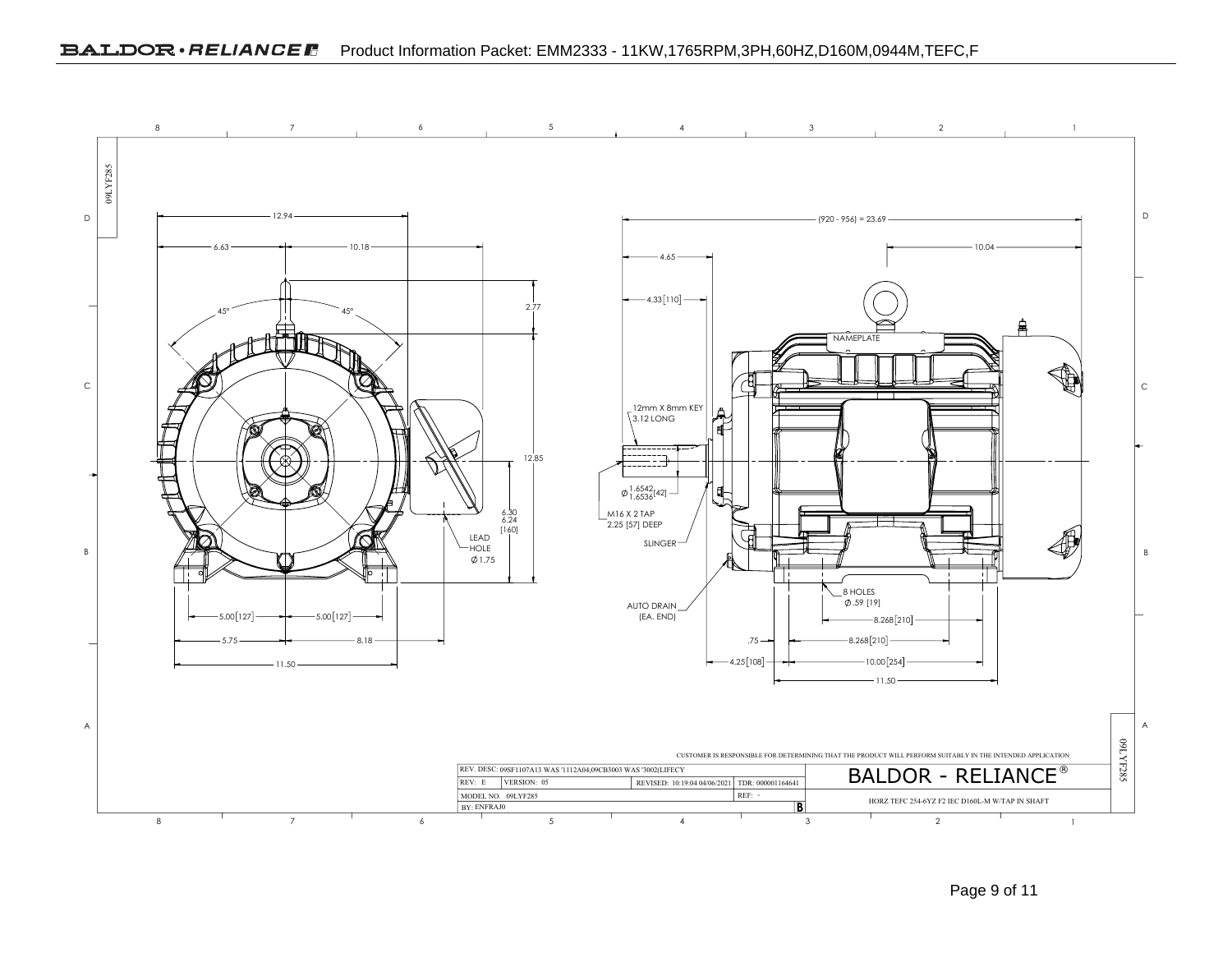Product Information Packet: EMM2333 - 11KW,1765RPM,3PH,60HZ,D160M,0944M,TEFC,F

12.94

6.63 — 10.18

45° 45°

2.77

12.85

6.30
6.24
[160]

LEAD HOLE
Ø 1.75

5.00 [127] — 5.00 [127]

5.75 — 8.18

11.50

(920 - 956) = 23.69

4.65

10.04

4.33 [110]

NAMEPLATE

12mm X 8mm KEY
3.12 LONG

Ø 1.6542 / 1.6536 [42]

M16 X 2 TAP
2.25 [57] DEEP

SLINGER

AUTO DRAIN
(EA. END)

8 HOLES
Ø .59 [19]

8.268 [210]

.75 — 8.268 [210]

4.25 [108] — 10.00 [254]

11.50

09LYF285

CUSTOMER IS RESPONSIBLE FOR DETERMINING THAT THE PRODUCT WILL PERFORM SUITABLY IN THE INTENDED APPLICATION

| REV. DESC: 09SF1107A13 WAS '1112A04;09CB3003 WAS '3002(LIFECY | | | | BALDOR - RELIANCE® |
|---|---|---|---|---|
| REV: E | VERSION: 05 | REVISED: 10:19:04 04/06/2021 | TDR: 000001164641 | |
| MODEL NO. 09LYF285 | | | REF: - | HORZ TEFC 254-6YZ F2 IEC D160L-M W/TAP IN SHAFT |
| BY: ENFRAJ0 | | | B | |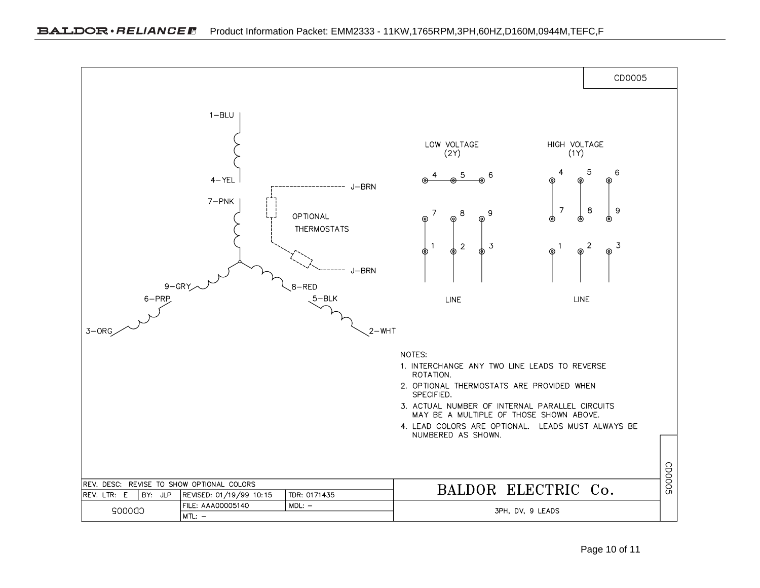CD0005

1–BLU

4–YEL

7–PNK

J–BRN

OPTIONAL THERMOSTATS

J–BRN

9–GRY

8–RED

6–PRP

5–BLK

3–ORG

2–WHT

LOW VOLTAGE (2Y)

HIGH VOLTAGE (1Y)

LINE

LINE

NOTES:

1. INTERCHANGE ANY TWO LINE LEADS TO REVERSE ROTATION.
2. OPTIONAL THERMOSTATS ARE PROVIDED WHEN SPECIFIED.
3. ACTUAL NUMBER OF INTERNAL PARALLEL CIRCUITS MAY BE A MULTIPLE OF THOSE SHOWN ABOVE.
4. LEAD COLORS ARE OPTIONAL. LEADS MUST ALWAYS BE NUMBERED AS SHOWN.

| REV. DESC: REVISE TO SHOW OPTIONAL COLORS | | | | BALDOR ELECTRIC Co. |
|---|---|---|---|---|
| REV. LTR: E | BY: JLP | REVISED: 01/19/99 10:15 | TDR: 0171435 | |
| CD0005 | | FILE: AAA00005140 | MDL: – | 3PH, DV, 9 LEADS |
| | | MTL: – | | |

CD0005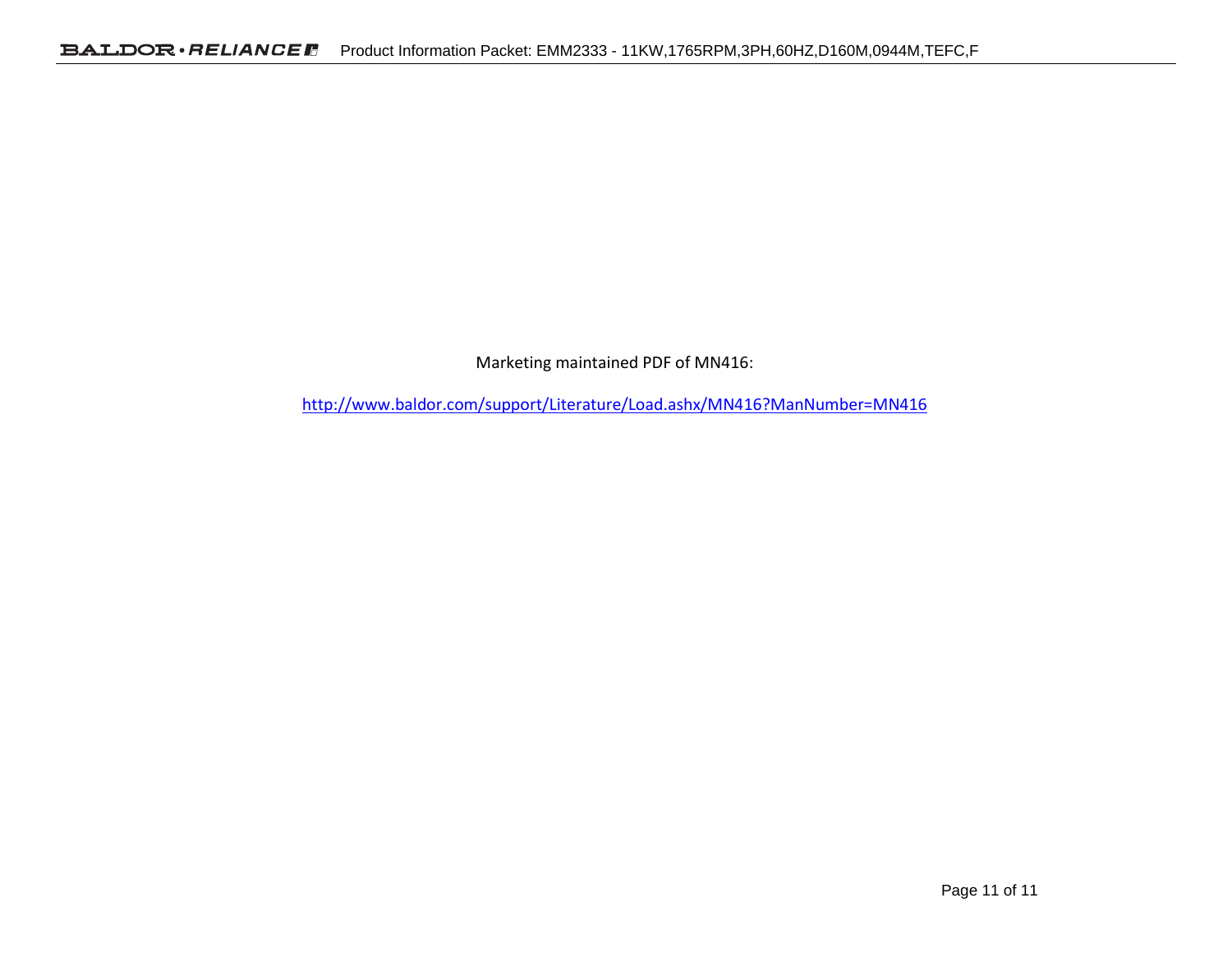Marketing maintained PDF of MN416:

http://www.baldor.com/support/Literature/Load.ashx/MN416?ManNumber=MN416